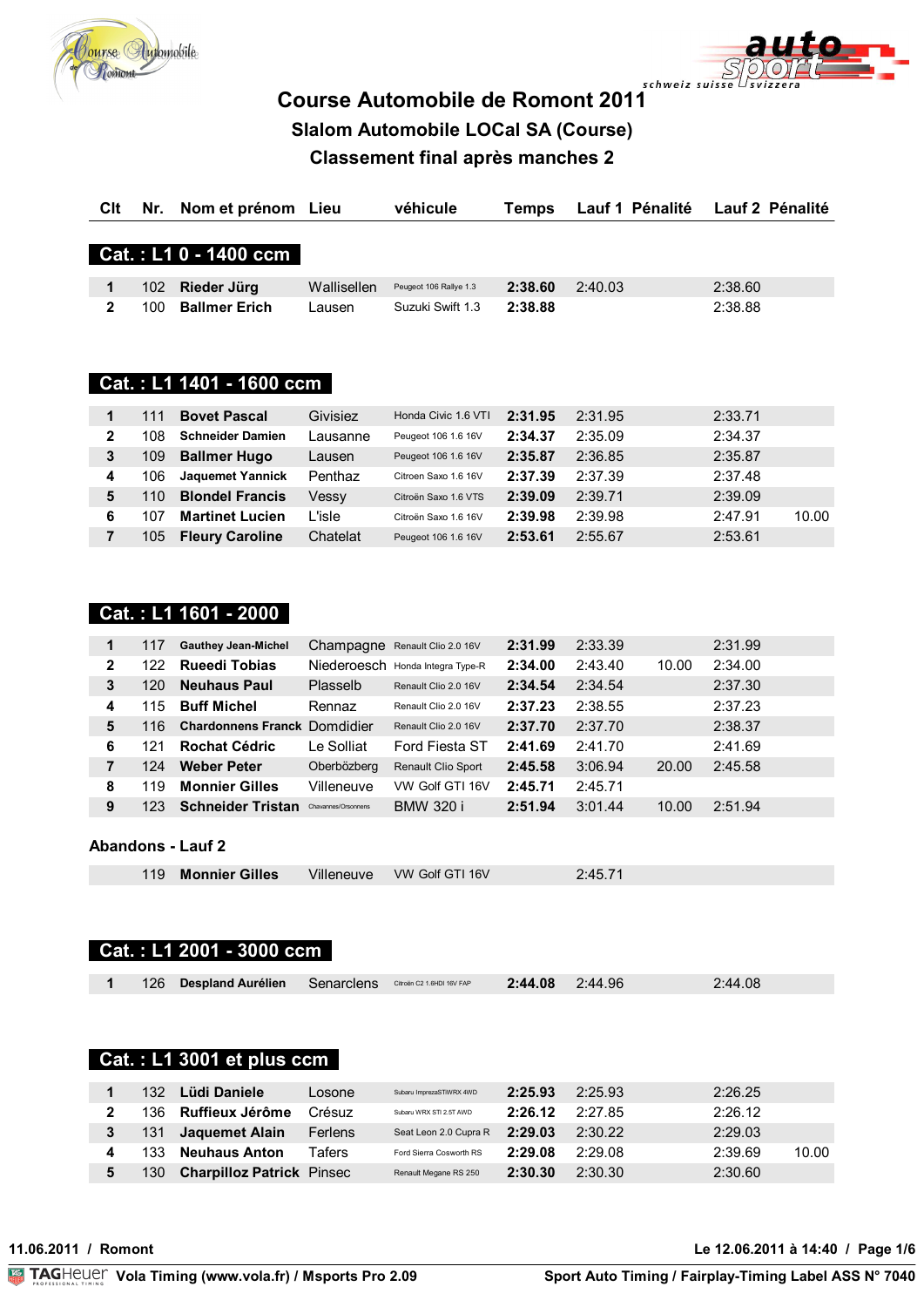# Course Automobile de Romont 2011

## Slalom Automobile LOCal SA (Course)

## Classement final après manches 2

| Clt | Nr. | Nom et prénom | Lieu | véhicule | Temps | Lauf 1 | Pénalité | Lauf 2 | Pénalité |
|---|---|---|---|---|---|---|---|---|---|
| **Cat. : L1 0 - 1400 ccm** | | | | | | | | | |
| 1 | 102 | **Rieder Jürg** | Wallisellen | Peugeot 106 Rallye 1.3 | **2:38.60** | 2:40.03 | | 2:38.60 | |
| 2 | 100 | **Ballmer Erich** | Lausen | Suzuki Swift 1.3 | **2:38.88** | | | 2:38.88 | |
| **Cat. : L1 1401 - 1600 ccm** | | | | | | | | | |
| 1 | 111 | **Bovet Pascal** | Givisiez | Honda Civic 1.6 VTI | **2:31.95** | 2:31.95 | | 2:33.71 | |
| 2 | 108 | **Schneider Damien** | Lausanne | Peugeot 106 1.6 16V | **2:34.37** | 2:35.09 | | 2:34.37 | |
| 3 | 109 | **Ballmer Hugo** | Lausen | Peugeot 106 1.6 16V | **2:35.87** | 2:36.85 | | 2:35.87 | |
| 4 | 106 | **Jaquemet Yannick** | Penthaz | Citroen Saxo 1.6 16V | **2:37.39** | 2:37.39 | | 2:37.48 | |
| 5 | 110 | **Blondel Francis** | Vessy | Citroën Saxo 1.6 VTS | **2:39.09** | 2:39.71 | | 2:39.09 | |
| 6 | 107 | **Martinet Lucien** | L'isle | Citroën Saxo 1.6 16V | **2:39.98** | 2:39.98 | | 2:47.91 | 10.00 |
| 7 | 105 | **Fleury Caroline** | Chatelat | Peugeot 106 1.6 16V | **2:53.61** | 2:55.67 | | 2:53.61 | |
| **Cat. : L1 1601 - 2000** | | | | | | | | | |
| 1 | 117 | **Gauthey Jean-Michel** | Champagne | Renault Clio 2.0 16V | **2:31.99** | 2:33.39 | | 2:31.99 | |
| 2 | 122 | **Rueedi Tobias** | Niederoesch | Honda Integra Type-R | **2:34.00** | 2:43.40 | 10.00 | 2:34.00 | |
| 3 | 120 | **Neuhaus Paul** | Plasselb | Renault Clio 2.0 16V | **2:34.54** | 2:34.54 | | 2:37.30 | |
| 4 | 115 | **Buff Michel** | Rennaz | Renault Clio 2.0 16V | **2:37.23** | 2:38.55 | | 2:37.23 | |
| 5 | 116 | **Chardonnens Franck** | Domdidier | Renault Clio 2.0 16V | **2:37.70** | 2:37.70 | | 2:38.37 | |
| 6 | 121 | **Rochat Cédric** | Le Solliat | Ford Fiesta ST | **2:41.69** | 2:41.70 | | 2:41.69 | |
| 7 | 124 | **Weber Peter** | Oberbözberg | Renault Clio Sport | **2:45.58** | 3:06.94 | 20.00 | 2:45.58 | |
| 8 | 119 | **Monnier Gilles** | Villeneuve | VW Golf GTI 16V | **2:45.71** | 2:45.71 | | | |
| 9 | 123 | **Schneider Tristan** | Chavannes/Orsonnens | BMW 320 i | **2:51.94** | 3:01.44 | 10.00 | 2:51.94 | |
| **Abandons - Lauf 2** | | | | | | | | | |
| | 119 | **Monnier Gilles** | Villeneuve | VW Golf GTI 16V | | 2:45.71 | | | |
| **Cat. : L1 2001 - 3000 ccm** | | | | | | | | | |
| 1 | 126 | **Despland Aurélien** | Senarclens | Citroën C2 1.6HDI 16V FAP | **2:44.08** | 2:44.96 | | 2:44.08 | |
| **Cat. : L1 3001 et plus ccm** | | | | | | | | | |
| 1 | 132 | **Lüdi Daniele** | Losone | Subaru ImprezaSTIWRX 4WD | **2:25.93** | 2:25.93 | | 2:26.25 | |
| 2 | 136 | **Ruffieux Jérôme** | Crésuz | Subaru WRX STI 2.5T AWD | **2:26.12** | 2:27.85 | | 2:26.12 | |
| 3 | 131 | **Jaquemet Alain** | Ferlens | Seat Leon 2.0 Cupra R | **2:29.03** | 2:30.22 | | 2:29.03 | |
| 4 | 133 | **Neuhaus Anton** | Tafers | Ford Sierra Cosworth RS | **2:29.08** | 2:29.08 | | 2:39.69 | 10.00 |
| 5 | 130 | **Charpilloz Patrick** | Pinsec | Renault Megane RS 250 | **2:30.30** | 2:30.30 | | 2:30.60 | |

11.06.2011 / Romont — Le 12.06.2011 à 14:40

Vola Timing (www.vola.fr) / Msports Pro 2.09 — Sport Auto Timing / Fairplay-Timing Label ASS N° 7040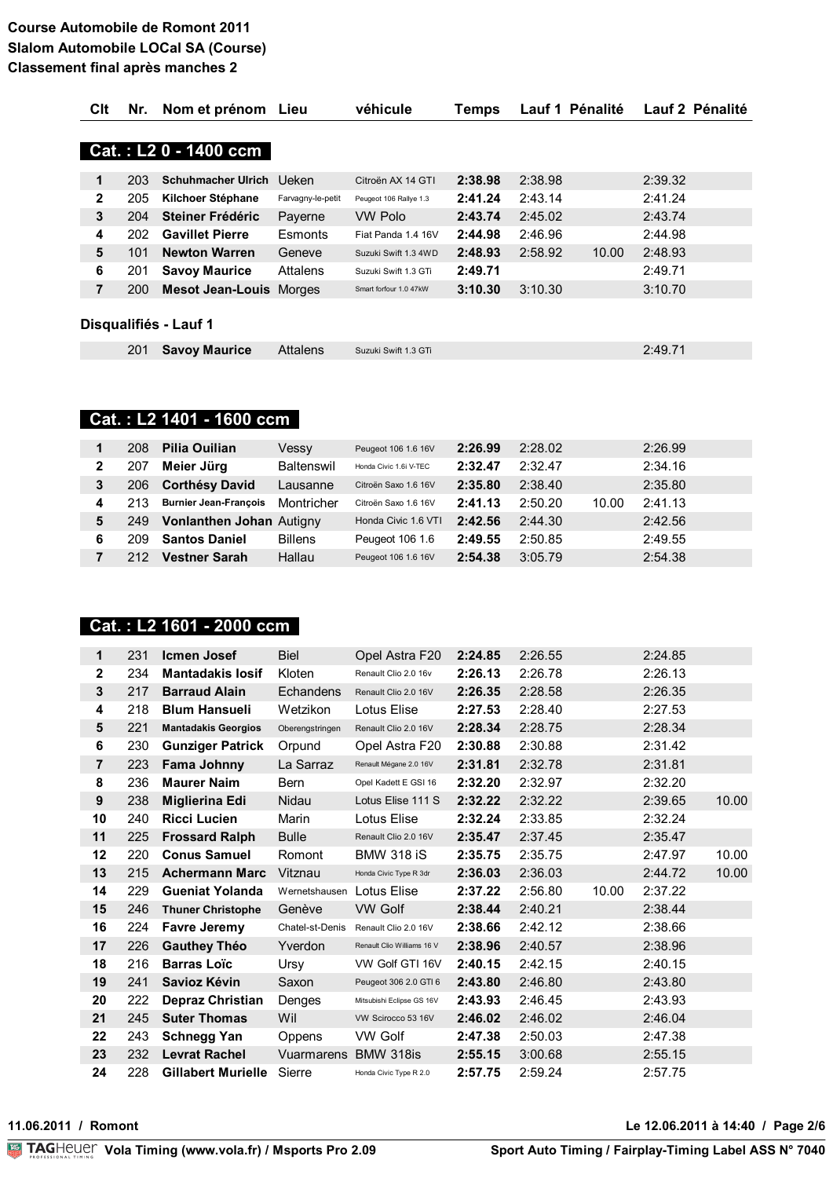# Course Automobile de Romont 2011
## Slalom Automobile LOCal SA (Course)
## Classement final après manches 2

### Cat. : L2 0 - 1400 ccm

| Clt | Nr. | Nom et prénom | Lieu | véhicule | Temps | Lauf 1 | Pénalité | Lauf 2 | Pénalité |
|---|---|---|---|---|---|---|---|---|---|
| 1 | 203 | **Schuhmacher Ulrich** | Ueken | Citroën AX 14 GTI | **2:38.98** | 2:38.98 | | 2:39.32 | |
| 2 | 205 | **Kilchoer Stéphane** | Farvagny-le-petit | Peugeot 106 Rallye 1.3 | **2:41.24** | 2:43.14 | | 2:41.24 | |
| 3 | 204 | **Steiner Frédéric** | Payerne | VW Polo | **2:43.74** | 2:45.02 | | 2:43.74 | |
| 4 | 202 | **Gavillet Pierre** | Esmonts | Fiat Panda 1.4 16V | **2:44.98** | 2:46.96 | | 2:44.98 | |
| 5 | 101 | **Newton Warren** | Geneve | Suzuki Swift 1.3 4WD | **2:48.93** | 2:58.92 | 10.00 | 2:48.93 | |
| 6 | 201 | **Savoy Maurice** | Attalens | Suzuki Swift 1.3 GTi | **2:49.71** | | | 2:49.71 | |
| 7 | 200 | **Mesot Jean-Louis** | Morges | Smart forfour 1.0 47kW | **3:10.30** | 3:10.30 | | 3:10.70 | |

**Disqualifiés - Lauf 1**

| Clt | Nr. | Nom et prénom | Lieu | véhicule | Temps | Lauf 1 | Pénalité | Lauf 2 | Pénalité |
|---|---|---|---|---|---|---|---|---|---|
| | 201 | **Savoy Maurice** | Attalens | Suzuki Swift 1.3 GTi | | | | 2:49.71 | |

### Cat. : L2 1401 - 1600 ccm

| Clt | Nr. | Nom et prénom | Lieu | véhicule | Temps | Lauf 1 | Pénalité | Lauf 2 | Pénalité |
|---|---|---|---|---|---|---|---|---|---|
| 1 | 208 | **Pilia Ouilian** | Vessy | Peugeot 106 1.6 16V | **2:26.99** | 2:28.02 | | 2:26.99 | |
| 2 | 207 | **Meier Jürg** | Baltenswil | Honda Civic 1.6i V-TEC | **2:32.47** | 2:32.47 | | 2:34.16 | |
| 3 | 206 | **Corthésy David** | Lausanne | Citroën Saxo 1.6 16V | **2:35.80** | 2:38.40 | | 2:35.80 | |
| 4 | 213 | **Burnier Jean-François** | Montricher | Citroën Saxo 1.6 16V | **2:41.13** | 2:50.20 | 10.00 | 2:41.13 | |
| 5 | 249 | **Vonlanthen Johan** | Autigny | Honda Civic 1.6 VTI | **2:42.56** | 2:44.30 | | 2:42.56 | |
| 6 | 209 | **Santos Daniel** | Billens | Peugeot 106 1.6 | **2:49.55** | 2:50.85 | | 2:49.55 | |
| 7 | 212 | **Vestner Sarah** | Hallau | Peugeot 106 1.6 16V | **2:54.38** | 3:05.79 | | 2:54.38 | |

### Cat. : L2 1601 - 2000 ccm

| Clt | Nr. | Nom et prénom | Lieu | véhicule | Temps | Lauf 1 | Pénalité | Lauf 2 | Pénalité |
|---|---|---|---|---|---|---|---|---|---|
| 1 | 231 | **Icmen Josef** | Biel | Opel Astra F20 | **2:24.85** | 2:26.55 | | 2:24.85 | |
| 2 | 234 | **Mantadakis Iosif** | Kloten | Renault Clio 2.0 16v | **2:26.13** | 2:26.78 | | 2:26.13 | |
| 3 | 217 | **Barraud Alain** | Echandens | Renault Clio 2.0 16V | **2:26.35** | 2:28.58 | | 2:26.35 | |
| 4 | 218 | **Blum Hansueli** | Wetzikon | Lotus Elise | **2:27.53** | 2:28.40 | | 2:27.53 | |
| 5 | 221 | **Mantadakis Georgios** | Oberengstringen | Renault Clio 2.0 16V | **2:28.34** | 2:28.75 | | 2:28.34 | |
| 6 | 230 | **Gunziger Patrick** | Orpund | Opel Astra F20 | **2:30.88** | 2:30.88 | | 2:31.42 | |
| 7 | 223 | **Fama Johnny** | La Sarraz | Renault Mégane 2.0 16V | **2:31.81** | 2:32.78 | | 2:31.81 | |
| 8 | 236 | **Maurer Naim** | Bern | Opel Kadett E GSI 16 | **2:32.20** | 2:32.97 | | 2:32.20 | |
| 9 | 238 | **Miglierina Edi** | Nidau | Lotus Elise 111 S | **2:32.22** | 2:32.22 | | 2:39.65 | 10.00 |
| 10 | 240 | **Ricci Lucien** | Marin | Lotus Elise | **2:32.24** | 2:33.85 | | 2:32.24 | |
| 11 | 225 | **Frossard Ralph** | Bulle | Renault Clio 2.0 16V | **2:35.47** | 2:37.45 | | 2:35.47 | |
| 12 | 220 | **Conus Samuel** | Romont | BMW 318 iS | **2:35.75** | 2:35.75 | | 2:47.97 | 10.00 |
| 13 | 215 | **Achermann Marc** | Vitznau | Honda Civic Type R 3dr | **2:36.03** | 2:36.03 | | 2:44.72 | 10.00 |
| 14 | 229 | **Gueniat Yolanda** | Wernetshausen | Lotus Elise | **2:37.22** | 2:56.80 | 10.00 | 2:37.22 | |
| 15 | 246 | **Thuner Christophe** | Genève | VW Golf | **2:38.44** | 2:40.21 | | 2:38.44 | |
| 16 | 224 | **Favre Jeremy** | Chatel-st-Denis | Renault Clio 2.0 16V | **2:38.66** | 2:42.12 | | 2:38.66 | |
| 17 | 226 | **Gauthey Théo** | Yverdon | Renault Clio Williams 16 V | **2:38.96** | 2:40.57 | | 2:38.96 | |
| 18 | 216 | **Barras Loïc** | Ursy | VW Golf GTI 16V | **2:40.15** | 2:42.15 | | 2:40.15 | |
| 19 | 241 | **Savioz Kévin** | Saxon | Peugeot 306 2.0 GTI 6 | **2:43.80** | 2:46.80 | | 2:43.80 | |
| 20 | 222 | **Depraz Christian** | Denges | Mitsubishi Eclipse GS 16V | **2:43.93** | 2:46.45 | | 2:43.93 | |
| 21 | 245 | **Suter Thomas** | Wil | VW Scirocco 53 16V | **2:46.02** | 2:46.02 | | 2:46.04 | |
| 22 | 243 | **Schnegg Yan** | Oppens | VW Golf | **2:47.38** | 2:50.03 | | 2:47.38 | |
| 23 | 232 | **Levrat Rachel** | Vuarmarens | BMW 318is | **2:55.15** | 3:00.68 | | 2:55.15 | |
| 24 | 228 | **Gillabert Murielle** | Sierre | Honda Civic Type R 2.0 | **2:57.75** | 2:59.24 | | 2:57.75 | |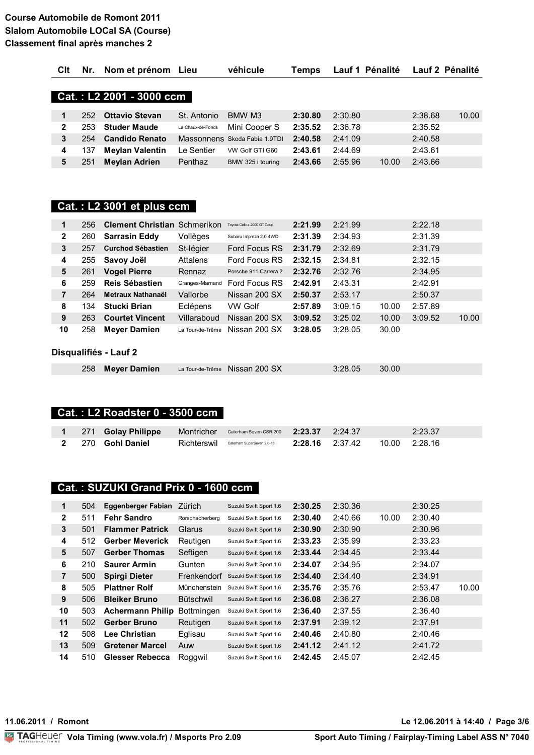**Course Automobile de Romont 2011**
**Slalom Automobile LOCal SA (Course)**
**Classement final après manches 2**

## Cat. : L2 2001 - 3000 ccm

| Clt | Nr. | Nom et prénom | Lieu | véhicule | Temps | Lauf 1 | Pénalité | Lauf 2 | Pénalité |
|---|---|---|---|---|---|---|---|---|---|
| 1 | 252 | **Ottavio Stevan** | St. Antonio | BMW M3 | **2:30.80** | 2:30.80 | | 2:38.68 | 10.00 |
| 2 | 253 | **Studer Maude** | La Chaux-de-Fonds | Mini Cooper S | **2:35.52** | 2:36.78 | | 2:35.52 | |
| 3 | 254 | **Candido Renato** | Massonnens | Skoda Fabia 1.9TDI | **2:40.58** | 2:41.09 | | 2:40.58 | |
| 4 | 137 | **Meylan Valentin** | Le Sentier | VW Golf GTI G60 | **2:43.61** | 2:44.69 | | 2:43.61 | |
| 5 | 251 | **Meylan Adrien** | Penthaz | BMW 325 i touring | **2:43.66** | 2:55.96 | 10.00 | 2:43.66 | |

## Cat. : L2 3001 et plus ccm

| Clt | Nr. | Nom et prénom | Lieu | véhicule | Temps | Lauf 1 | Pénalité | Lauf 2 | Pénalité |
|---|---|---|---|---|---|---|---|---|---|
| 1 | 256 | **Clement Christian** | Schmerikon | Toyota Celica 2000 GT Coup | **2:21.99** | 2:21.99 | | 2:22.18 | |
| 2 | 260 | **Sarrasin Eddy** | Vollèges | Subaru Impreza 2.0 4WD | **2:31.39** | 2:34.93 | | 2:31.39 | |
| 3 | 257 | **Curchod Sébastien** | St-légier | Ford Focus RS | **2:31.79** | 2:32.69 | | 2:31.79 | |
| 4 | 255 | **Savoy Joël** | Attalens | Ford Focus RS | **2:32.15** | 2:34.81 | | 2:32.15 | |
| 5 | 261 | **Vogel Pierre** | Rennaz | Porsche 911 Carrera 2 | **2:32.76** | 2:32.76 | | 2:34.95 | |
| 6 | 259 | **Reis Sébastien** | Granges-Marnand | Ford Focus RS | **2:42.91** | 2:43.31 | | 2:42.91 | |
| 7 | 264 | **Metraux Nathanaël** | Vallorbe | Nissan 200 SX | **2:50.37** | 2:53.17 | | 2:50.37 | |
| 8 | 134 | **Stucki Brian** | Eclépens | VW Golf | **2:57.89** | 3:09.15 | 10.00 | 2:57.89 | |
| 9 | 263 | **Courtet Vincent** | Villaraboud | Nissan 200 SX | **3:09.52** | 3:25.02 | 10.00 | 3:09.52 | 10.00 |
| 10 | 258 | **Meyer Damien** | La Tour-de-Trême | Nissan 200 SX | **3:28.05** | 3:28.05 | 30.00 | | |

**Disqualifiés - Lauf 2**

| Clt | Nr. | Nom et prénom | Lieu | véhicule | Temps | Lauf 1 | Pénalité | Lauf 2 | Pénalité |
|---|---|---|---|---|---|---|---|---|---|
| | 258 | **Meyer Damien** | La Tour-de-Trême | Nissan 200 SX | | 3:28.05 | 30.00 | | |

## Cat. : L2 Roadster 0 - 3500 ccm

| Clt | Nr. | Nom et prénom | Lieu | véhicule | Temps | Lauf 1 | Pénalité | Lauf 2 | Pénalité |
|---|---|---|---|---|---|---|---|---|---|
| 1 | 271 | **Golay Philippe** | Montricher | Caterham Seven CSR 200 | **2:23.37** | 2:24.37 | | 2:23.37 | |
| 2 | 270 | **Gohl Daniel** | Richterswil | Caterham SuperSeven 2.0-16 | **2:28.16** | 2:37.42 | 10.00 | 2:28.16 | |

## Cat. : SUZUKI Grand Prix 0 - 1600 ccm

| Clt | Nr. | Nom et prénom | Lieu | véhicule | Temps | Lauf 1 | Pénalité | Lauf 2 | Pénalité |
|---|---|---|---|---|---|---|---|---|---|
| 1 | 504 | **Eggenberger Fabian** | Zürich | Suzuki Swift Sport 1.6 | **2:30.25** | 2:30.36 | | 2:30.25 | |
| 2 | 511 | **Fehr Sandro** | Rorschacherberg | Suzuki Swift Sport 1.6 | **2:30.40** | 2:40.66 | 10.00 | 2:30.40 | |
| 3 | 501 | **Flammer Patrick** | Glarus | Suzuki Swift Sport 1.6 | **2:30.90** | 2:30.90 | | 2:30.96 | |
| 4 | 512 | **Gerber Meverick** | Reutigen | Suzuki Swift Sport 1.6 | **2:33.23** | 2:35.99 | | 2:33.23 | |
| 5 | 507 | **Gerber Thomas** | Seftigen | Suzuki Swift Sport 1.6 | **2:33.44** | 2:34.45 | | 2:33.44 | |
| 6 | 210 | **Saurer Armin** | Gunten | Suzuki Swift Sport 1.6 | **2:34.07** | 2:34.95 | | 2:34.07 | |
| 7 | 500 | **Spirgi Dieter** | Frenkendorf | Suzuki Swift Sport 1.6 | **2:34.40** | 2:34.40 | | 2:34.91 | |
| 8 | 505 | **Plattner Rolf** | Münchenstein | Suzuki Swift Sport 1.6 | **2:35.76** | 2:35.76 | | 2:53.47 | 10.00 |
| 9 | 506 | **Bleiker Bruno** | Bütschwil | Suzuki Swift Sport 1.6 | **2:36.08** | 2:36.27 | | 2:36.08 | |
| 10 | 503 | **Achermann Philip** | Bottmingen | Suzuki Swift Sport 1.6 | **2:36.40** | 2:37.55 | | 2:36.40 | |
| 11 | 502 | **Gerber Bruno** | Reutigen | Suzuki Swift Sport 1.6 | **2:37.91** | 2:39.12 | | 2:37.91 | |
| 12 | 508 | **Lee Christian** | Eglisau | Suzuki Swift Sport 1.6 | **2:40.46** | 2:40.80 | | 2:40.46 | |
| 13 | 509 | **Gretener Marcel** | Auw | Suzuki Swift Sport 1.6 | **2:41.12** | 2:41.12 | | 2:41.72 | |
| 14 | 510 | **Glesser Rebecca** | Roggwil | Suzuki Swift Sport 1.6 | **2:42.45** | 2:45.07 | | 2:42.45 | |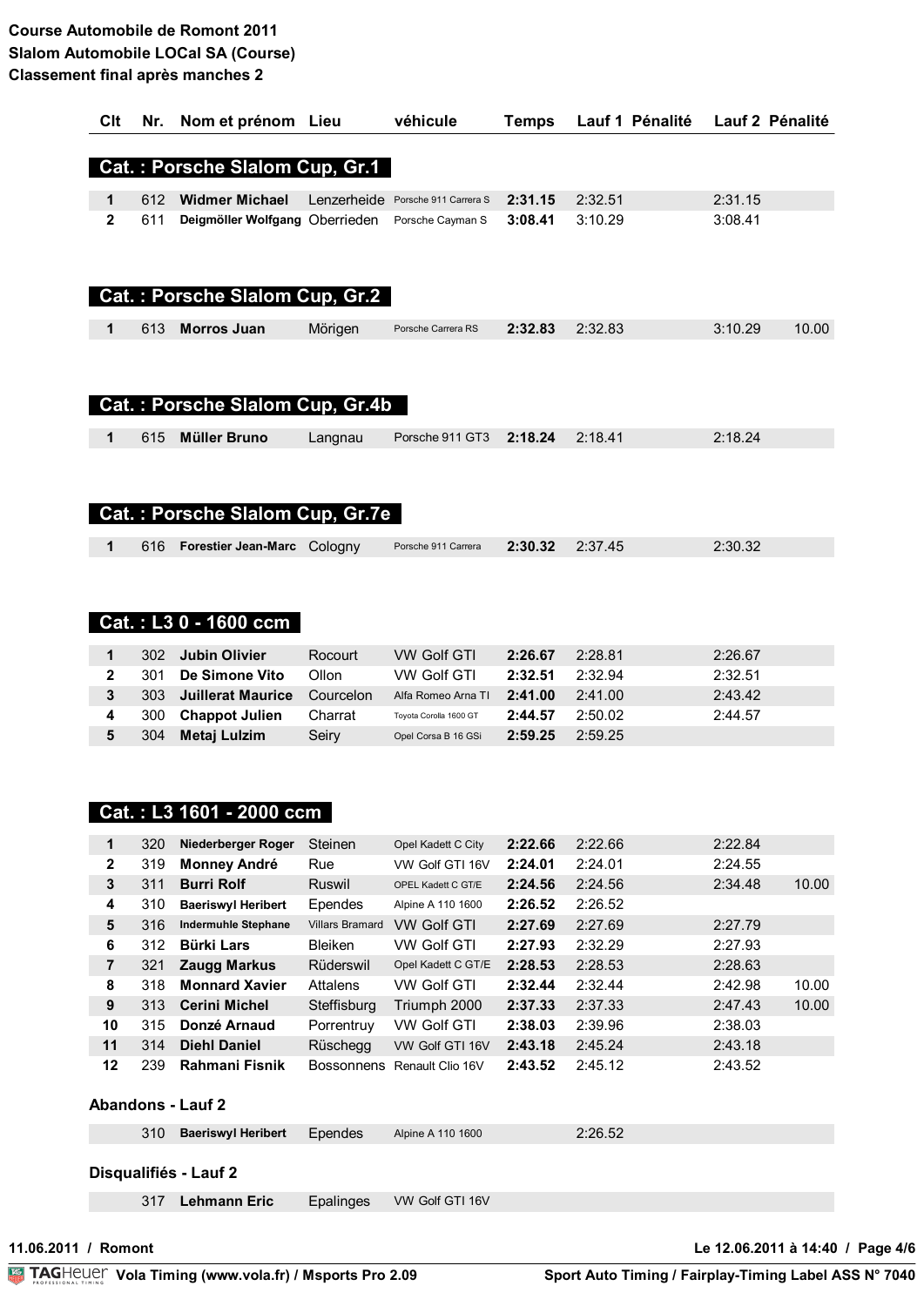**Course Automobile de Romont 2011**
**Slalom Automobile LOCal SA (Course)**
**Classement final après manches 2**

| Clt | Nr. | Nom et prénom | Lieu | véhicule | Temps | Lauf 1 | Pénalité | Lauf 2 | Pénalité |
|---|---|---|---|---|---|---|---|---|---|
| **Cat. : Porsche Slalom Cup, Gr.1** | | | | | | | | | |
| **1** | 612 | **Widmer Michael** | Lenzerheide | Porsche 911 Carrera S | **2:31.15** | 2:32.51 | | 2:31.15 | |
| **2** | 611 | **Deigmöller Wolfgang** | Oberrieden | Porsche Cayman S | **3:08.41** | 3:10.29 | | 3:08.41 | |
| **Cat. : Porsche Slalom Cup, Gr.2** | | | | | | | | | |
| **1** | 613 | **Morros Juan** | Mörigen | Porsche Carrera RS | **2:32.83** | 2:32.83 | | 3:10.29 | 10.00 |
| **Cat. : Porsche Slalom Cup, Gr.4b** | | | | | | | | | |
| **1** | 615 | **Müller Bruno** | Langnau | Porsche 911 GT3 | **2:18.24** | 2:18.41 | | 2:18.24 | |
| **Cat. : Porsche Slalom Cup, Gr.7e** | | | | | | | | | |
| **1** | 616 | **Forestier Jean-Marc** | Cologny | Porsche 911 Carrera | **2:30.32** | 2:37.45 | | 2:30.32 | |
| **Cat. : L3 0 - 1600 ccm** | | | | | | | | | |
| **1** | 302 | **Jubin Olivier** | Rocourt | VW Golf GTI | **2:26.67** | 2:28.81 | | 2:26.67 | |
| **2** | 301 | **De Simone Vito** | Ollon | VW Golf GTI | **2:32.51** | 2:32.94 | | 2:32.51 | |
| **3** | 303 | **Juillerat Maurice** | Courcelon | Alfa Romeo Arna TI | **2:41.00** | 2:41.00 | | 2:43.42 | |
| **4** | 300 | **Chappot Julien** | Charrat | Toyota Corolla 1600 GT | **2:44.57** | 2:50.02 | | 2:44.57 | |
| **5** | 304 | **Metaj Lulzim** | Seiry | Opel Corsa B 16 GSi | **2:59.25** | 2:59.25 | | | |
| **Cat. : L3 1601 - 2000 ccm** | | | | | | | | | |
| **1** | 320 | **Niederberger Roger** | Steinen | Opel Kadett C City | **2:22.66** | 2:22.66 | | 2:22.84 | |
| **2** | 319 | **Monney André** | Rue | VW Golf GTI 16V | **2:24.01** | 2:24.01 | | 2:24.55 | |
| **3** | 311 | **Burri Rolf** | Ruswil | OPEL Kadett C GT/E | **2:24.56** | 2:24.56 | | 2:34.48 | 10.00 |
| **4** | 310 | **Baeriswyl Heribert** | Ependes | Alpine A 110 1600 | **2:26.52** | 2:26.52 | | | |
| **5** | 316 | **Indermuhle Stephane** | Villars Bramard | VW Golf GTI | **2:27.69** | 2:27.69 | | 2:27.79 | |
| **6** | 312 | **Bürki Lars** | Bleiken | VW Golf GTI | **2:27.93** | 2:32.29 | | 2:27.93 | |
| **7** | 321 | **Zaugg Markus** | Rüderswil | Opel Kadett C GT/E | **2:28.53** | 2:28.53 | | 2:28.63 | |
| **8** | 318 | **Monnard Xavier** | Attalens | VW Golf GTI | **2:32.44** | 2:32.44 | | 2:42.98 | 10.00 |
| **9** | 313 | **Cerini Michel** | Steffisburg | Triumph 2000 | **2:37.33** | 2:37.33 | | 2:47.43 | 10.00 |
| **10** | 315 | **Donzé Arnaud** | Porrentruy | VW Golf GTI | **2:38.03** | 2:39.96 | | 2:38.03 | |
| **11** | 314 | **Diehl Daniel** | Rüschegg | VW Golf GTI 16V | **2:43.18** | 2:45.24 | | 2:43.18 | |
| **12** | 239 | **Rahmani Fisnik** | Bossonnens | Renault Clio 16V | **2:43.52** | 2:45.12 | | 2:43.52 | |
| **Abandons - Lauf 2** | | | | | | | | | |
| | 310 | **Baeriswyl Heribert** | Ependes | Alpine A 110 1600 | | 2:26.52 | | | |
| **Disqualifiés - Lauf 2** | | | | | | | | | |
| | 317 | **Lehmann Eric** | Epalinges | VW Golf GTI 16V | | | | | |

11.06.2011 / Romont — Le 12.06.2011 à 14:40

TAGHeuer Vola Timing (www.vola.fr) / Msports Pro 2.09 — Sport Auto Timing / Fairplay-Timing Label ASS N° 7040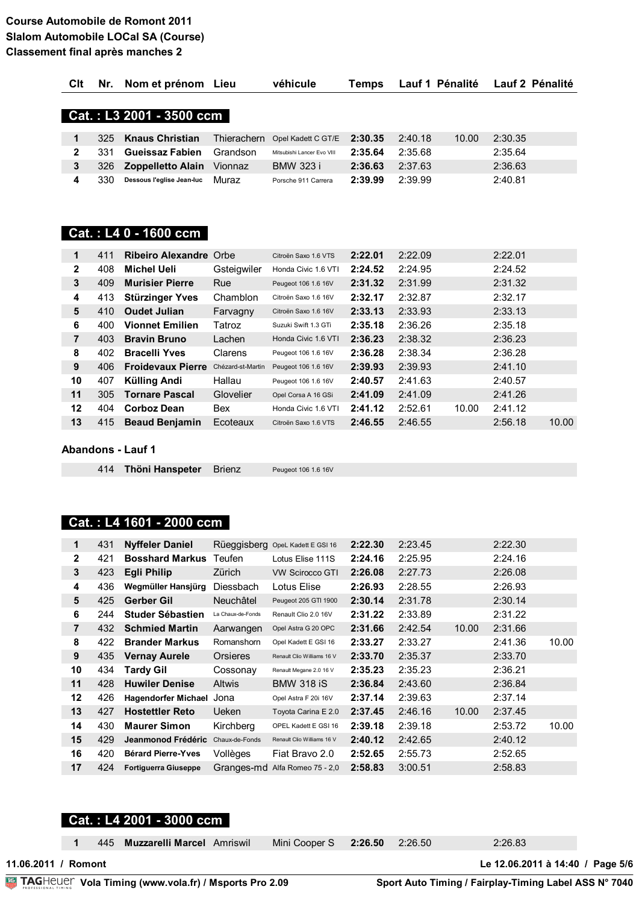Course Automobile de Romont 2011
Slalom Automobile LOCal SA (Course)
Classement final après manches 2

## Cat. : L3 2001 - 3500 ccm

| Clt | Nr. | Nom et prénom | Lieu | véhicule | Temps | Lauf 1 | Pénalité | Lauf 2 | Pénalité |
|---|---|---|---|---|---|---|---|---|---|
| 1 | 325 | **Knaus Christian** | Thierachern | Opel Kadett C GT/E | **2:30.35** | 2:40.18 | 10.00 | 2:30.35 | |
| 2 | 331 | **Gueissaz Fabien** | Grandson | Mitsubishi Lancer Evo VIII | **2:35.64** | 2:35.68 | | 2:35.64 | |
| 3 | 326 | **Zoppelletto Alain** | Vionnaz | BMW 323 i | **2:36.63** | 2:37.63 | | 2:36.63 | |
| 4 | 330 | **Dessous l'eglise Jean-luc** | Muraz | Porsche 911 Carrera | **2:39.99** | 2:39.99 | | 2:40.81 | |

## Cat. : L4 0 - 1600 ccm

| Clt | Nr. | Nom et prénom | Lieu | véhicule | Temps | Lauf 1 | Pénalité | Lauf 2 | Pénalité |
|---|---|---|---|---|---|---|---|---|---|
| 1 | 411 | **Ribeiro Alexandre** | Orbe | Citroën Saxo 1.6 VTS | **2:22.01** | 2:22.09 | | 2:22.01 | |
| 2 | 408 | **Michel Ueli** | Gsteigwiler | Honda Civic 1.6 VTI | **2:24.52** | 2:24.95 | | 2:24.52 | |
| 3 | 409 | **Murisier Pierre** | Rue | Peugeot 106 1.6 16V | **2:31.32** | 2:31.99 | | 2:31.32 | |
| 4 | 413 | **Stürzinger Yves** | Chamblon | Citroën Saxo 1.6 16V | **2:32.17** | 2:32.87 | | 2:32.17 | |
| 5 | 410 | **Oudet Julian** | Farvagny | Citroën Saxo 1.6 16V | **2:33.13** | 2:33.93 | | 2:33.13 | |
| 6 | 400 | **Vionnet Emilien** | Tatroz | Suzuki Swift 1.3 GTi | **2:35.18** | 2:36.26 | | 2:35.18 | |
| 7 | 403 | **Bravin Bruno** | Lachen | Honda Civic 1.6 VTI | **2:36.23** | 2:38.32 | | 2:36.23 | |
| 8 | 402 | **Bracelli Yves** | Clarens | Peugeot 106 1.6 16V | **2:36.28** | 2:38.34 | | 2:36.28 | |
| 9 | 406 | **Froidevaux Pierre** | Chézard-st-Martin | Peugeot 106 1.6 16V | **2:39.93** | 2:39.93 | | 2:41.10 | |
| 10 | 407 | **Külling Andi** | Hallau | Peugeot 106 1.6 16V | **2:40.57** | 2:41.63 | | 2:40.57 | |
| 11 | 305 | **Tornare Pascal** | Glovelier | Opel Corsa A 16 GSi | **2:41.09** | 2:41.09 | | 2:41.26 | |
| 12 | 404 | **Corboz Dean** | Bex | Honda Civic 1.6 VTI | **2:41.12** | 2:52.61 | 10.00 | 2:41.12 | |
| 13 | 415 | **Beaud Benjamin** | Ecoteaux | Citroën Saxo 1.6 VTS | **2:46.55** | 2:46.55 | | 2:56.18 | 10.00 |

**Abandons - Lauf 1**

| Clt | Nr. | Nom et prénom | Lieu | véhicule |
|---|---|---|---|---|
| | 414 | **Thöni Hanspeter** | Brienz | Peugeot 106 1.6 16V |

## Cat. : L4 1601 - 2000 ccm

| Clt | Nr. | Nom et prénom | Lieu | véhicule | Temps | Lauf 1 | Pénalité | Lauf 2 | Pénalité |
|---|---|---|---|---|---|---|---|---|---|
| 1 | 431 | **Nyffeler Daniel** | Rüeggisberg | OpeL Kadett E GSI 16 | **2:22.30** | 2:23.45 | | 2:22.30 | |
| 2 | 421 | **Bosshard Markus** | Teufen | Lotus Elise 111S | **2:24.16** | 2:25.95 | | 2:24.16 | |
| 3 | 423 | **Egli Philip** | Zürich | VW Scirocco GTI | **2:26.08** | 2:27.73 | | 2:26.08 | |
| 4 | 436 | **Wegmüller Hansjürg** | Diessbach | Lotus Elise | **2:26.93** | 2:28.55 | | 2:26.93 | |
| 5 | 425 | **Gerber Gil** | Neuchâtel | Peugeot 205 GTI 1900 | **2:30.14** | 2:31.78 | | 2:30.14 | |
| 6 | 244 | **Studer Sébastien** | La Chaux-de-Fonds | Renault Clio 2.0 16V | **2:31.22** | 2:33.89 | | 2:31.22 | |
| 7 | 432 | **Schmied Martin** | Aarwangen | Opel Astra G 20 OPC | **2:31.66** | 2:42.54 | 10.00 | 2:31.66 | |
| 8 | 422 | **Brander Markus** | Romanshorn | Opel Kadett E GSI 16 | **2:33.27** | 2:33.27 | | 2:41.36 | 10.00 |
| 9 | 435 | **Vernay Aurele** | Orsieres | Renault Clio Williams 16 V | **2:33.70** | 2:35.37 | | 2:33.70 | |
| 10 | 434 | **Tardy Gil** | Cossonay | Renault Megane 2.0 16 V | **2:35.23** | 2:35.23 | | 2:36.21 | |
| 11 | 428 | **Huwiler Denise** | Altwis | BMW 318 iS | **2:36.84** | 2:43.60 | | 2:36.84 | |
| 12 | 426 | **Hagendorfer Michael** | Jona | Opel Astra F 20i 16V | **2:37.14** | 2:39.63 | | 2:37.14 | |
| 13 | 427 | **Hostettler Reto** | Ueken | Toyota Carina E 2.0 | **2:37.45** | 2:46.16 | 10.00 | 2:37.45 | |
| 14 | 430 | **Maurer Simon** | Kirchberg | OPEL Kadett E GSI 16 | **2:39.18** | 2:39.18 | | 2:53.72 | 10.00 |
| 15 | 429 | **Jeanmonod Frédéric** | Chaux-de-Fonds | Renault Clio Williams 16 V | **2:40.12** | 2:42.65 | | 2:40.12 | |
| 16 | 420 | **Bérard Pierre-Yves** | Vollèges | Fiat Bravo 2.0 | **2:52.65** | 2:55.73 | | 2:52.65 | |
| 17 | 424 | **Fortiguerra Giuseppe** | Granges-md | Alfa Romeo 75 - 2,0 | **2:58.83** | 3:00.51 | | 2:58.83 | |

## Cat. : L4 2001 - 3000 ccm

| Clt | Nr. | Nom et prénom | Lieu | véhicule | Temps | Lauf 1 | Pénalité | Lauf 2 | Pénalité |
|---|---|---|---|---|---|---|---|---|---|
| 1 | 445 | **Muzzarelli Marcel** | Amriswil | Mini Cooper S | **2:26.50** | 2:26.50 | | 2:26.83 | |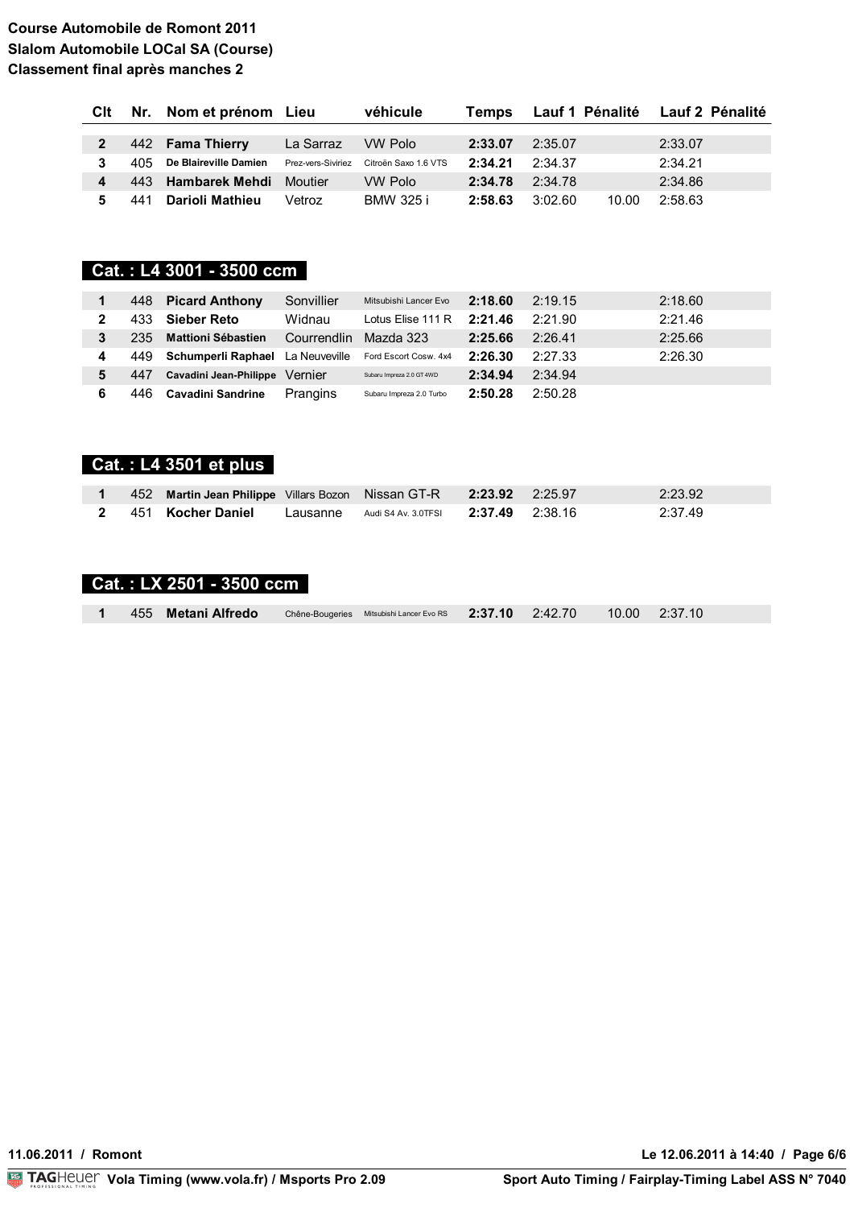**Course Automobile de Romont 2011**
**Slalom Automobile LOCal SA (Course)**
**Classement final après manches 2**

| Clt | Nr. | Nom et prénom | Lieu | véhicule | Temps | Lauf 1 | Pénalité | Lauf 2 | Pénalité |
|---|---|---|---|---|---|---|---|---|---|
| **2** | 442 | **Fama Thierry** | La Sarraz | VW Polo | **2:33.07** | 2:35.07 | | 2:33.07 | |
| **3** | 405 | **De Blaireville Damien** | Prez-vers-Siviriez | Citroën Saxo 1.6 VTS | **2:34.21** | 2:34.37 | | 2:34.21 | |
| **4** | 443 | **Hambarek Mehdi** | Moutier | VW Polo | **2:34.78** | 2:34.78 | | 2:34.86 | |
| **5** | 441 | **Darioli Mathieu** | Vetroz | BMW 325 i | **2:58.63** | 3:02.60 | 10.00 | 2:58.63 | |

## Cat. : L4 3001 - 3500 ccm

| Clt | Nr. | Nom et prénom | Lieu | véhicule | Temps | Lauf 1 | Pénalité | Lauf 2 | Pénalité |
|---|---|---|---|---|---|---|---|---|---|
| **1** | 448 | **Picard Anthony** | Sonvillier | Mitsubishi Lancer Evo | **2:18.60** | 2:19.15 | | 2:18.60 | |
| **2** | 433 | **Sieber Reto** | Widnau | Lotus Elise 111 R | **2:21.46** | 2:21.90 | | 2:21.46 | |
| **3** | 235 | **Mattioni Sébastien** | Courrendlin | Mazda 323 | **2:25.66** | 2:26.41 | | 2:25.66 | |
| **4** | 449 | **Schumperli Raphael** | La Neuveville | Ford Escort Cosw. 4x4 | **2:26.30** | 2:27.33 | | 2:26.30 | |
| **5** | 447 | **Cavadini Jean-Philippe** | Vernier | Subaru Impreza 2.0 GT 4WD | **2:34.94** | 2:34.94 | | | |
| **6** | 446 | **Cavadini Sandrine** | Prangins | Subaru Impreza 2.0 Turbo | **2:50.28** | 2:50.28 | | | |

## Cat. : L4 3501 et plus

| Clt | Nr. | Nom et prénom | Lieu | véhicule | Temps | Lauf 1 | Pénalité | Lauf 2 | Pénalité |
|---|---|---|---|---|---|---|---|---|---|
| **1** | 452 | **Martin Jean Philippe** | Villars Bozon | Nissan GT-R | **2:23.92** | 2:25.97 | | 2:23.92 | |
| **2** | 451 | **Kocher Daniel** | Lausanne | Audi S4 Av. 3.0TFSI | **2:37.49** | 2:38.16 | | 2:37.49 | |

## Cat. : LX 2501 - 3500 ccm

| Clt | Nr. | Nom et prénom | Lieu | véhicule | Temps | Lauf 1 | Pénalité | Lauf 2 | Pénalité |
|---|---|---|---|---|---|---|---|---|---|
| **1** | 455 | **Metani Alfredo** | Chêne-Bougeries | Mitsubishi Lancer Evo RS | **2:37.10** | 2:42.70 | 10.00 | 2:37.10 | |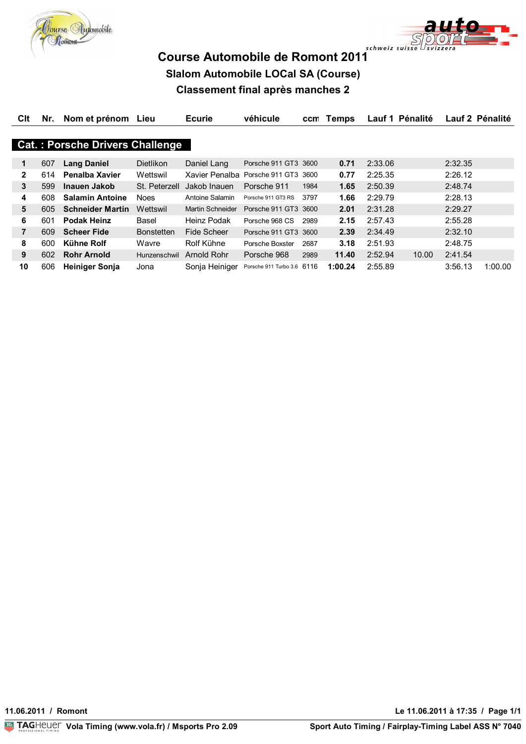# Course Automobile de Romont 2011

## Slalom Automobile LOCal SA (Course)

## Classement final après manches 2

| Clt | Nr. | Nom et prénom | Lieu | Ecurie | véhicule | ccm | Temps | Lauf 1 | Pénalité | Lauf 2 | Pénalité |
|---|---|---|---|---|---|---|---|---|---|---|---|
| **Cat. : Porsche Drivers Challenge** | | | | | | | | | | | |
| **1** | 607 | **Lang Daniel** | Dietlikon | Daniel Lang | Porsche 911 GT3 | 3600 | **0.71** | 2:33.06 | | 2:32.35 | |
| **2** | 614 | **Penalba Xavier** | Wettswil | Xavier Penalba | Porsche 911 GT3 | 3600 | **0.77** | 2:25.35 | | 2:26.12 | |
| **3** | 599 | **Inauen Jakob** | St. Peterzell | Jakob Inauen | Porsche 911 | 1984 | **1.65** | 2:50.39 | | 2:48.74 | |
| **4** | 608 | **Salamin Antoine** | Noes | Antoine Salamin | Porsche 911 GT3 RS | 3797 | **1.66** | 2:29.79 | | 2:28.13 | |
| **5** | 605 | **Schneider Martin** | Wettswil | Martin Schneider | Porsche 911 GT3 | 3600 | **2.01** | 2:31.28 | | 2:29.27 | |
| **6** | 601 | **Podak Heinz** | Basel | Heinz Podak | Porsche 968 CS | 2989 | **2.15** | 2:57.43 | | 2:55.28 | |
| **7** | 609 | **Scheer Fide** | Bonstetten | Fide Scheer | Porsche 911 GT3 | 3600 | **2.39** | 2:34.49 | | 2:32.10 | |
| **8** | 600 | **Kühne Rolf** | Wavre | Rolf Kühne | Porsche Boxster | 2687 | **3.18** | 2:51.93 | | 2:48.75 | |
| **9** | 602 | **Rohr Arnold** | Hunzenschwil | Arnold Rohr | Porsche 968 | 2989 | **11.40** | 2:52.94 | 10.00 | 2:41.54 | |
| **10** | 606 | **Heiniger Sonja** | Jona | Sonja Heiniger | Porsche 911 Turbo 3.6 | 6116 | **1:00.24** | 2:55.89 | | 3:56.13 | 1:00.00 |

**11.06.2011 / Romont** — **Le 11.06.2011 à 17:35 / Page 1/1**

**Vola Timing (www.vola.fr) / Msports Pro 2.09** — **Sport Auto Timing / Fairplay-Timing Label ASS N° 7040**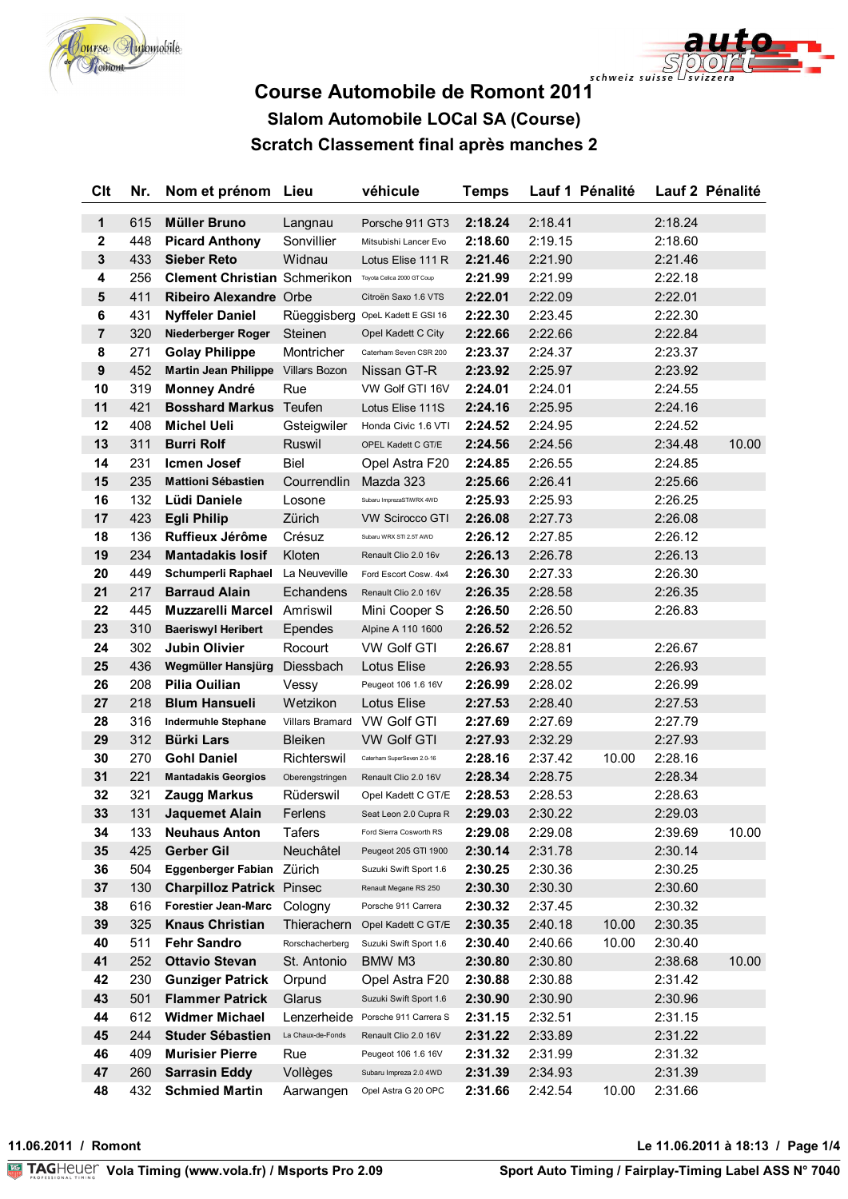# Course Automobile de Romont 2011

## Slalom Automobile LOCal SA (Course)

## Scratch Classement final après manches 2

| Clt | Nr. | Nom et prénom | Lieu | véhicule | Temps | Lauf 1 | Pénalité | Lauf 2 | Pénalité |
|---|---|---|---|---|---|---|---|---|---|
| 1 | 615 | **Müller Bruno** | Langnau | Porsche 911 GT3 | **2:18.24** | 2:18.41 | | 2:18.24 | |
| 2 | 448 | **Picard Anthony** | Sonvillier | Mitsubishi Lancer Evo | **2:18.60** | 2:19.15 | | 2:18.60 | |
| 3 | 433 | **Sieber Reto** | Widnau | Lotus Elise 111 R | **2:21.46** | 2:21.90 | | 2:21.46 | |
| 4 | 256 | **Clement Christian** | Schmerikon | Toyota Celica 2000 GT Coup | **2:21.99** | 2:21.99 | | 2:22.18 | |
| 5 | 411 | **Ribeiro Alexandre** | Orbe | Citroën Saxo 1.6 VTS | **2:22.01** | 2:22.09 | | 2:22.01 | |
| 6 | 431 | **Nyffeler Daniel** | Rüeggisberg | OpeL Kadett E GSI 16 | **2:22.30** | 2:23.45 | | 2:22.30 | |
| 7 | 320 | **Niederberger Roger** | Steinen | Opel Kadett C City | **2:22.66** | 2:22.66 | | 2:22.84 | |
| 8 | 271 | **Golay Philippe** | Montricher | Caterham Seven CSR 200 | **2:23.37** | 2:24.37 | | 2:23.37 | |
| 9 | 452 | **Martin Jean Philippe** | Villars Bozon | Nissan GT-R | **2:23.92** | 2:25.97 | | 2:23.92 | |
| 10 | 319 | **Monney André** | Rue | VW Golf GTI 16V | **2:24.01** | 2:24.01 | | 2:24.55 | |
| 11 | 421 | **Bosshard Markus** | Teufen | Lotus Elise 111S | **2:24.16** | 2:25.95 | | 2:24.16 | |
| 12 | 408 | **Michel Ueli** | Gsteigwiler | Honda Civic 1.6 VTI | **2:24.52** | 2:24.95 | | 2:24.52 | |
| 13 | 311 | **Burri Rolf** | Ruswil | OPEL Kadett C GT/E | **2:24.56** | 2:24.56 | | 2:34.48 | 10.00 |
| 14 | 231 | **Icmen Josef** | Biel | Opel Astra F20 | **2:24.85** | 2:26.55 | | 2:24.85 | |
| 15 | 235 | **Mattioni Sébastien** | Courrendlin | Mazda 323 | **2:25.66** | 2:26.41 | | 2:25.66 | |
| 16 | 132 | **Lüdi Daniele** | Losone | Subaru ImprezaSTiWRX 4WD | **2:25.93** | 2:25.93 | | 2:26.25 | |
| 17 | 423 | **Egli Philip** | Zürich | VW Scirocco GTI | **2:26.08** | 2:27.73 | | 2:26.08 | |
| 18 | 136 | **Ruffieux Jérôme** | Crésuz | Subaru WRX STI 2.5T AWD | **2:26.12** | 2:27.85 | | 2:26.12 | |
| 19 | 234 | **Mantadakis Iosif** | Kloten | Renault Clio 2.0 16v | **2:26.13** | 2:26.78 | | 2:26.13 | |
| 20 | 449 | **Schumperli Raphael** | La Neuveville | Ford Escort Cosw. 4x4 | **2:26.30** | 2:27.33 | | 2:26.30 | |
| 21 | 217 | **Barraud Alain** | Echandens | Renault Clio 2.0 16V | **2:26.35** | 2:28.58 | | 2:26.35 | |
| 22 | 445 | **Muzzarelli Marcel** | Amriswil | Mini Cooper S | **2:26.50** | 2:26.50 | | 2:26.83 | |
| 23 | 310 | **Baeriswyl Heribert** | Ependes | Alpine A 110 1600 | **2:26.52** | 2:26.52 | | | |
| 24 | 302 | **Jubin Olivier** | Rocourt | VW Golf GTI | **2:26.67** | 2:28.81 | | 2:26.67 | |
| 25 | 436 | **Wegmüller Hansjürg** | Diessbach | Lotus Elise | **2:26.93** | 2:28.55 | | 2:26.93 | |
| 26 | 208 | **Pilia Ouilian** | Vessy | Peugeot 106 1.6 16V | **2:26.99** | 2:28.02 | | 2:26.99 | |
| 27 | 218 | **Blum Hansueli** | Wetzikon | Lotus Elise | **2:27.53** | 2:28.40 | | 2:27.53 | |
| 28 | 316 | **Indermuhle Stephane** | Villars Bramard | VW Golf GTI | **2:27.69** | 2:27.69 | | 2:27.79 | |
| 29 | 312 | **Bürki Lars** | Bleiken | VW Golf GTI | **2:27.93** | 2:32.29 | | 2:27.93 | |
| 30 | 270 | **Gohl Daniel** | Richterswil | Caterham SuperSeven 2.0-16 | **2:28.16** | 2:37.42 | 10.00 | 2:28.16 | |
| 31 | 221 | **Mantadakis Georgios** | Oberengstringen | Renault Clio 2.0 16V | **2:28.34** | 2:28.75 | | 2:28.34 | |
| 32 | 321 | **Zaugg Markus** | Rüderswil | Opel Kadett C GT/E | **2:28.53** | 2:28.53 | | 2:28.63 | |
| 33 | 131 | **Jaquemet Alain** | Ferlens | Seat Leon 2.0 Cupra R | **2:29.03** | 2:30.22 | | 2:29.03 | |
| 34 | 133 | **Neuhaus Anton** | Tafers | Ford Sierra Cosworth RS | **2:29.08** | 2:29.08 | | 2:39.69 | 10.00 |
| 35 | 425 | **Gerber Gil** | Neuchâtel | Peugeot 205 GTI 1900 | **2:30.14** | 2:31.78 | | 2:30.14 | |
| 36 | 504 | **Eggenberger Fabian** | Zürich | Suzuki Swift Sport 1.6 | **2:30.25** | 2:30.36 | | 2:30.25 | |
| 37 | 130 | **Charpilloz Patrick** | Pinsec | Renault Megane RS 250 | **2:30.30** | 2:30.30 | | 2:30.60 | |
| 38 | 616 | **Forestier Jean-Marc** | Cologny | Porsche 911 Carrera | **2:30.32** | 2:37.45 | | 2:30.32 | |
| 39 | 325 | **Knaus Christian** | Thierachern | Opel Kadett C GT/E | **2:30.35** | 2:40.18 | 10.00 | 2:30.35 | |
| 40 | 511 | **Fehr Sandro** | Rorschacherberg | Suzuki Swift Sport 1.6 | **2:30.40** | 2:40.66 | 10.00 | 2:30.40 | |
| 41 | 252 | **Ottavio Stevan** | St. Antonio | BMW M3 | **2:30.80** | 2:30.80 | | 2:38.68 | 10.00 |
| 42 | 230 | **Gunziger Patrick** | Orpund | Opel Astra F20 | **2:30.88** | 2:30.88 | | 2:31.42 | |
| 43 | 501 | **Flammer Patrick** | Glarus | Suzuki Swift Sport 1.6 | **2:30.90** | 2:30.90 | | 2:30.96 | |
| 44 | 612 | **Widmer Michael** | Lenzerheide | Porsche 911 Carrera S | **2:31.15** | 2:32.51 | | 2:31.15 | |
| 45 | 244 | **Studer Sébastien** | La Chaux-de-Fonds | Renault Clio 2.0 16V | **2:31.22** | 2:33.89 | | 2:31.22 | |
| 46 | 409 | **Murisier Pierre** | Rue | Peugeot 106 1.6 16V | **2:31.32** | 2:31.99 | | 2:31.32 | |
| 47 | 260 | **Sarrasin Eddy** | Vollèges | Subaru Impreza 2.0 4WD | **2:31.39** | 2:34.93 | | 2:31.39 | |
| 48 | 432 | **Schmied Martin** | Aarwangen | Opel Astra G 20 OPC | **2:31.66** | 2:42.54 | 10.00 | 2:31.66 | |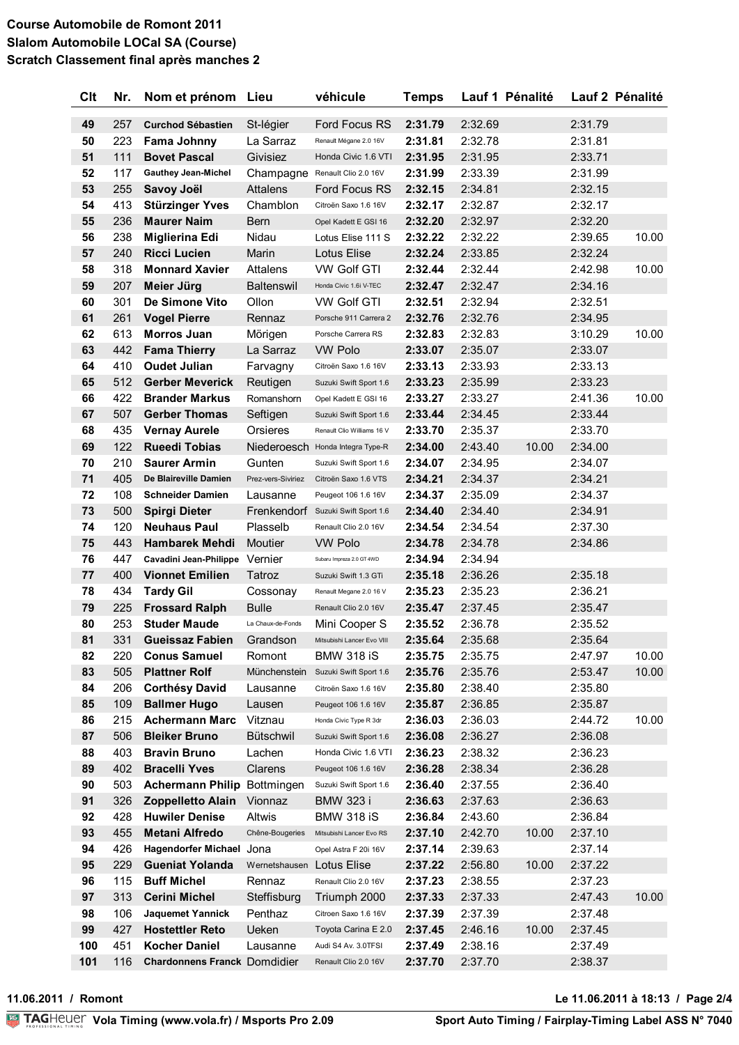**Course Automobile de Romont 2011**
**Slalom Automobile LOCal SA (Course)**
**Scratch Classement final après manches 2**

| Clt | Nr. | Nom et prénom | Lieu | véhicule | Temps | Lauf 1 | Pénalité | Lauf 2 | Pénalité |
|---|---|---|---|---|---|---|---|---|---|
| 49 | 257 | Curchod Sébastien | St-légier | Ford Focus RS | 2:31.79 | 2:32.69 | | 2:31.79 | |
| 50 | 223 | Fama Johnny | La Sarraz | Renault Mégane 2.0 16V | 2:31.81 | 2:32.78 | | 2:31.81 | |
| 51 | 111 | Bovet Pascal | Givisiez | Honda Civic 1.6 VTI | 2:31.95 | 2:31.95 | | 2:33.71 | |
| 52 | 117 | Gauthey Jean-Michel | Champagne | Renault Clio 2.0 16V | 2:31.99 | 2:33.39 | | 2:31.99 | |
| 53 | 255 | Savoy Joël | Attalens | Ford Focus RS | 2:32.15 | 2:34.81 | | 2:32.15 | |
| 54 | 413 | Stürzinger Yves | Chamblon | Citroën Saxo 1.6 16V | 2:32.17 | 2:32.87 | | 2:32.17 | |
| 55 | 236 | Maurer Naim | Bern | Opel Kadett E GSI 16 | 2:32.20 | 2:32.97 | | 2:32.20 | |
| 56 | 238 | Miglierina Edi | Nidau | Lotus Elise 111 S | 2:32.22 | 2:32.22 | | 2:39.65 | 10.00 |
| 57 | 240 | Ricci Lucien | Marin | Lotus Elise | 2:32.24 | 2:33.85 | | 2:32.24 | |
| 58 | 318 | Monnard Xavier | Attalens | VW Golf GTI | 2:32.44 | 2:32.44 | | 2:42.98 | 10.00 |
| 59 | 207 | Meier Jürg | Baltenswil | Honda Civic 1.6i V-TEC | 2:32.47 | 2:32.47 | | 2:34.16 | |
| 60 | 301 | De Simone Vito | Ollon | VW Golf GTI | 2:32.51 | 2:32.94 | | 2:32.51 | |
| 61 | 261 | Vogel Pierre | Rennaz | Porsche 911 Carrera 2 | 2:32.76 | 2:32.76 | | 2:34.95 | |
| 62 | 613 | Morros Juan | Mörigen | Porsche Carrera RS | 2:32.83 | 2:32.83 | | 3:10.29 | 10.00 |
| 63 | 442 | Fama Thierry | La Sarraz | VW Polo | 2:33.07 | 2:35.07 | | 2:33.07 | |
| 64 | 410 | Oudet Julian | Farvagny | Citroën Saxo 1.6 16V | 2:33.13 | 2:33.93 | | 2:33.13 | |
| 65 | 512 | Gerber Meverick | Reutigen | Suzuki Swift Sport 1.6 | 2:33.23 | 2:35.99 | | 2:33.23 | |
| 66 | 422 | Brander Markus | Romanshorn | Opel Kadett E GSI 16 | 2:33.27 | 2:33.27 | | 2:41.36 | 10.00 |
| 67 | 507 | Gerber Thomas | Seftigen | Suzuki Swift Sport 1.6 | 2:33.44 | 2:34.45 | | 2:33.44 | |
| 68 | 435 | Vernay Aurele | Orsieres | Renault Clio Williams 16 V | 2:33.70 | 2:35.37 | | 2:33.70 | |
| 69 | 122 | Rueedi Tobias | Niederoesch | Honda Integra Type-R | 2:34.00 | 2:43.40 | 10.00 | 2:34.00 | |
| 70 | 210 | Saurer Armin | Gunten | Suzuki Swift Sport 1.6 | 2:34.07 | 2:34.95 | | 2:34.07 | |
| 71 | 405 | De Blaireville Damien | Prez-vers-Siviriez | Citroën Saxo 1.6 VTS | 2:34.21 | 2:34.37 | | 2:34.21 | |
| 72 | 108 | Schneider Damien | Lausanne | Peugeot 106 1.6 16V | 2:34.37 | 2:35.09 | | 2:34.37 | |
| 73 | 500 | Spirgi Dieter | Frenkendorf | Suzuki Swift Sport 1.6 | 2:34.40 | 2:34.40 | | 2:34.91 | |
| 74 | 120 | Neuhaus Paul | Plasselb | Renault Clio 2.0 16V | 2:34.54 | 2:34.54 | | 2:37.30 | |
| 75 | 443 | Hambarek Mehdi | Moutier | VW Polo | 2:34.78 | 2:34.78 | | 2:34.86 | |
| 76 | 447 | Cavadini Jean-Philippe | Vernier | Subaru Impreza 2.0 GT 4WD | 2:34.94 | 2:34.94 | | | |
| 77 | 400 | Vionnet Emilien | Tatroz | Suzuki Swift 1.3 GTi | 2:35.18 | 2:36.26 | | 2:35.18 | |
| 78 | 434 | Tardy Gil | Cossonay | Renault Megane 2.0 16 V | 2:35.23 | 2:35.23 | | 2:36.21 | |
| 79 | 225 | Frossard Ralph | Bulle | Renault Clio 2.0 16V | 2:35.47 | 2:37.45 | | 2:35.47 | |
| 80 | 253 | Studer Maude | La Chaux-de-Fonds | Mini Cooper S | 2:35.52 | 2:36.78 | | 2:35.52 | |
| 81 | 331 | Gueissaz Fabien | Grandson | Mitsubishi Lancer Evo VIII | 2:35.64 | 2:35.68 | | 2:35.64 | |
| 82 | 220 | Conus Samuel | Romont | BMW 318 iS | 2:35.75 | 2:35.75 | | 2:47.97 | 10.00 |
| 83 | 505 | Plattner Rolf | Münchenstein | Suzuki Swift Sport 1.6 | 2:35.76 | 2:35.76 | | 2:53.47 | 10.00 |
| 84 | 206 | Corthésy David | Lausanne | Citroën Saxo 1.6 16V | 2:35.80 | 2:38.40 | | 2:35.80 | |
| 85 | 109 | Ballmer Hugo | Lausen | Peugeot 106 1.6 16V | 2:35.87 | 2:36.85 | | 2:35.87 | |
| 86 | 215 | Achermann Marc | Vitznau | Honda Civic Type R 3dr | 2:36.03 | 2:36.03 | | 2:44.72 | 10.00 |
| 87 | 506 | Bleiker Bruno | Bütschwil | Suzuki Swift Sport 1.6 | 2:36.08 | 2:36.27 | | 2:36.08 | |
| 88 | 403 | Bravin Bruno | Lachen | Honda Civic 1.6 VTI | 2:36.23 | 2:38.32 | | 2:36.23 | |
| 89 | 402 | Bracelli Yves | Clarens | Peugeot 106 1.6 16V | 2:36.28 | 2:38.34 | | 2:36.28 | |
| 90 | 503 | Achermann Philip | Bottmingen | Suzuki Swift Sport 1.6 | 2:36.40 | 2:37.55 | | 2:36.40 | |
| 91 | 326 | Zoppelletto Alain | Vionnaz | BMW 323 i | 2:36.63 | 2:37.63 | | 2:36.63 | |
| 92 | 428 | Huwiler Denise | Altwis | BMW 318 iS | 2:36.84 | 2:43.60 | | 2:36.84 | |
| 93 | 455 | Metani Alfredo | Chêne-Bougeries | Mitsubishi Lancer Evo RS | 2:37.10 | 2:42.70 | 10.00 | 2:37.10 | |
| 94 | 426 | Hagendorfer Michael | Jona | Opel Astra F 20i 16V | 2:37.14 | 2:39.63 | | 2:37.14 | |
| 95 | 229 | Gueniat Yolanda | Wernetshausen | Lotus Elise | 2:37.22 | 2:56.80 | 10.00 | 2:37.22 | |
| 96 | 115 | Buff Michel | Rennaz | Renault Clio 2.0 16V | 2:37.23 | 2:38.55 | | 2:37.23 | |
| 97 | 313 | Cerini Michel | Steffisburg | Triumph 2000 | 2:37.33 | 2:37.33 | | 2:47.43 | 10.00 |
| 98 | 106 | Jaquemet Yannick | Penthaz | Citroen Saxo 1.6 16V | 2:37.39 | 2:37.39 | | 2:37.48 | |
| 99 | 427 | Hostettler Reto | Ueken | Toyota Carina E 2.0 | 2:37.45 | 2:46.16 | 10.00 | 2:37.45 | |
| 100 | 451 | Kocher Daniel | Lausanne | Audi S4 Av. 3.0TFSI | 2:37.49 | 2:38.16 | | 2:37.49 | |
| 101 | 116 | Chardonnens Franck | Domdidier | Renault Clio 2.0 16V | 2:37.70 | 2:37.70 | | 2:38.37 | |

**11.06.2011 / Romont** **Le 11.06.2011 à 18:13**

**Vola Timing (www.vola.fr) / Msports Pro 2.09** **Sport Auto Timing / Fairplay-Timing Label ASS N° 7040**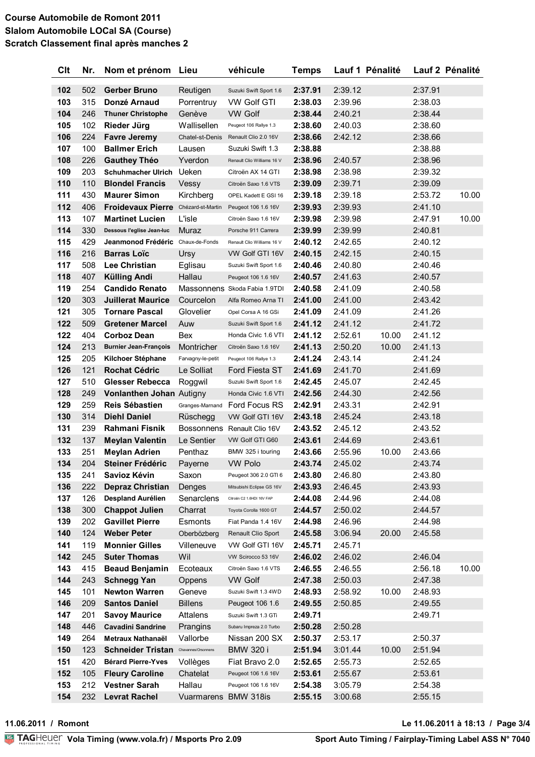**Course Automobile de Romont 2011**
**Slalom Automobile LOCal SA (Course)**
**Scratch Classement final après manches 2**

| Clt | Nr. | Nom et prénom | Lieu | véhicule | Temps | Lauf 1 | Pénalité | Lauf 2 | Pénalité |
|---|---|---|---|---|---|---|---|---|---|
| 102 | 502 | **Gerber Bruno** | Reutigen | Suzuki Swift Sport 1.6 | **2:37.91** | 2:39.12 | | 2:37.91 | |
| 103 | 315 | **Donzé Arnaud** | Porrentruy | VW Golf GTI | **2:38.03** | 2:39.96 | | 2:38.03 | |
| 104 | 246 | **Thuner Christophe** | Genève | VW Golf | **2:38.44** | 2:40.21 | | 2:38.44 | |
| 105 | 102 | **Rieder Jürg** | Wallisellen | Peugeot 106 Rallye 1.3 | **2:38.60** | 2:40.03 | | 2:38.60 | |
| 106 | 224 | **Favre Jeremy** | Chatel-st-Denis | Renault Clio 2.0 16V | **2:38.66** | 2:42.12 | | 2:38.66 | |
| 107 | 100 | **Ballmer Erich** | Lausen | Suzuki Swift 1.3 | **2:38.88** | | | 2:38.88 | |
| 108 | 226 | **Gauthey Théo** | Yverdon | Renault Clio Williams 16 V | **2:38.96** | 2:40.57 | | 2:38.96 | |
| 109 | 203 | **Schuhmacher Ulrich** | Ueken | Citroën AX 14 GTI | **2:38.98** | 2:38.98 | | 2:39.32 | |
| 110 | 110 | **Blondel Francis** | Vessy | Citroën Saxo 1.6 VTS | **2:39.09** | 2:39.71 | | 2:39.09 | |
| 111 | 430 | **Maurer Simon** | Kirchberg | OPEL Kadett E GSI 16 | **2:39.18** | 2:39.18 | | 2:53.72 | 10.00 |
| 112 | 406 | **Froidevaux Pierre** | Chézard-st-Martin | Peugeot 106 1.6 16V | **2:39.93** | 2:39.93 | | 2:41.10 | |
| 113 | 107 | **Martinet Lucien** | L'isle | Citroën Saxo 1.6 16V | **2:39.98** | 2:39.98 | | 2:47.91 | 10.00 |
| 114 | 330 | **Dessous l'eglise Jean-luc** | Muraz | Porsche 911 Carrera | **2:39.99** | 2:39.99 | | 2:40.81 | |
| 115 | 429 | **Jeanmonod Frédéric** | Chaux-de-Fonds | Renault Clio Williams 16 V | **2:40.12** | 2:42.65 | | 2:40.12 | |
| 116 | 216 | **Barras Loïc** | Ursy | VW Golf GTI 16V | **2:40.15** | 2:42.15 | | 2:40.15 | |
| 117 | 508 | **Lee Christian** | Eglisau | Suzuki Swift Sport 1.6 | **2:40.46** | 2:40.80 | | 2:40.46 | |
| 118 | 407 | **Külling Andi** | Hallau | Peugeot 106 1.6 16V | **2:40.57** | 2:41.63 | | 2:40.57 | |
| 119 | 254 | **Candido Renato** | Massonnens | Skoda Fabia 1.9TDI | **2:40.58** | 2:41.09 | | 2:40.58 | |
| 120 | 303 | **Juillerat Maurice** | Courcelon | Alfa Romeo Arna TI | **2:41.00** | 2:41.00 | | 2:43.42 | |
| 121 | 305 | **Tornare Pascal** | Glovelier | Opel Corsa A 16 GSi | **2:41.09** | 2:41.09 | | 2:41.26 | |
| 122 | 509 | **Gretener Marcel** | Auw | Suzuki Swift Sport 1.6 | **2:41.12** | 2:41.12 | | 2:41.72 | |
| 122 | 404 | **Corboz Dean** | Bex | Honda Civic 1.6 VTI | **2:41.12** | 2:52.61 | 10.00 | 2:41.12 | |
| 124 | 213 | **Burnier Jean-François** | Montricher | Citroën Saxo 1.6 16V | **2:41.13** | 2:50.20 | 10.00 | 2:41.13 | |
| 125 | 205 | **Kilchoer Stéphane** | Farvagny-le-petit | Peugeot 106 Rallye 1.3 | **2:41.24** | 2:43.14 | | 2:41.24 | |
| 126 | 121 | **Rochat Cédric** | Le Solliat | Ford Fiesta ST | **2:41.69** | 2:41.70 | | 2:41.69 | |
| 127 | 510 | **Glesser Rebecca** | Roggwil | Suzuki Swift Sport 1.6 | **2:42.45** | 2:45.07 | | 2:42.45 | |
| 128 | 249 | **Vonlanthen Johan** | Autigny | Honda Civic 1.6 VTI | **2:42.56** | 2:44.30 | | 2:42.56 | |
| 129 | 259 | **Reis Sébastien** | Granges-Marnand | Ford Focus RS | **2:42.91** | 2:43.31 | | 2:42.91 | |
| 130 | 314 | **Diehl Daniel** | Rüschegg | VW Golf GTI 16V | **2:43.18** | 2:45.24 | | 2:43.18 | |
| 131 | 239 | **Rahmani Fisnik** | Bossonnens | Renault Clio 16V | **2:43.52** | 2:45.12 | | 2:43.52 | |
| 132 | 137 | **Meylan Valentin** | Le Sentier | VW Golf GTI G60 | **2:43.61** | 2:44.69 | | 2:43.61 | |
| 133 | 251 | **Meylan Adrien** | Penthaz | BMW 325 i touring | **2:43.66** | 2:55.96 | 10.00 | 2:43.66 | |
| 134 | 204 | **Steiner Frédéric** | Payerne | VW Polo | **2:43.74** | 2:45.02 | | 2:43.74 | |
| 135 | 241 | **Savioz Kévin** | Saxon | Peugeot 306 2.0 GTI 6 | **2:43.80** | 2:46.80 | | 2:43.80 | |
| 136 | 222 | **Depraz Christian** | Denges | Mitsubishi Eclipse GS 16V | **2:43.93** | 2:46.45 | | 2:43.93 | |
| 137 | 126 | **Despland Aurélien** | Senarclens | Citroën C2 1.6HDI 16V FAP | **2:44.08** | 2:44.96 | | 2:44.08 | |
| 138 | 300 | **Chappot Julien** | Charrat | Toyota Corolla 1600 GT | **2:44.57** | 2:50.02 | | 2:44.57 | |
| 139 | 202 | **Gavillet Pierre** | Esmonts | Fiat Panda 1.4 16V | **2:44.98** | 2:46.96 | | 2:44.98 | |
| 140 | 124 | **Weber Peter** | Oberbözberg | Renault Clio Sport | **2:45.58** | 3:06.94 | 20.00 | 2:45.58 | |
| 141 | 119 | **Monnier Gilles** | Villeneuve | VW Golf GTI 16V | **2:45.71** | 2:45.71 | | | |
| 142 | 245 | **Suter Thomas** | Wil | VW Scirocco 53 16V | **2:46.02** | 2:46.02 | | 2:46.04 | |
| 143 | 415 | **Beaud Benjamin** | Ecoteaux | Citroën Saxo 1.6 VTS | **2:46.55** | 2:46.55 | | 2:56.18 | 10.00 |
| 144 | 243 | **Schnegg Yan** | Oppens | VW Golf | **2:47.38** | 2:50.03 | | 2:47.38 | |
| 145 | 101 | **Newton Warren** | Geneve | Suzuki Swift 1.3 4WD | **2:48.93** | 2:58.92 | 10.00 | 2:48.93 | |
| 146 | 209 | **Santos Daniel** | Billens | Peugeot 106 1.6 | **2:49.55** | 2:50.85 | | 2:49.55 | |
| 147 | 201 | **Savoy Maurice** | Attalens | Suzuki Swift 1.3 GTi | **2:49.71** | | | 2:49.71 | |
| 148 | 446 | **Cavadini Sandrine** | Prangins | Subaru Impreza 2.0 Turbo | **2:50.28** | 2:50.28 | | | |
| 149 | 264 | **Metraux Nathanaël** | Vallorbe | Nissan 200 SX | **2:50.37** | 2:53.17 | | 2:50.37 | |
| 150 | 123 | **Schneider Tristan** | Chavannes/Orsonnens | BMW 320 i | **2:51.94** | 3:01.44 | 10.00 | 2:51.94 | |
| 151 | 420 | **Bérard Pierre-Yves** | Vollèges | Fiat Bravo 2.0 | **2:52.65** | 2:55.73 | | 2:52.65 | |
| 152 | 105 | **Fleury Caroline** | Chatelat | Peugeot 106 1.6 16V | **2:53.61** | 2:55.67 | | 2:53.61 | |
| 153 | 212 | **Vestner Sarah** | Hallau | Peugeot 106 1.6 16V | **2:54.38** | 3:05.79 | | 2:54.38 | |
| 154 | 232 | **Levrat Rachel** | Vuarmarens | BMW 318is | **2:55.15** | 3:00.68 | | 2:55.15 | |

**11.06.2011 / Romont** **Le 11.06.2011 à 18:13**

TAGHeuer **Vola Timing (www.vola.fr) / Msports Pro 2.09** **Sport Auto Timing / Fairplay-Timing Label ASS N° 7040**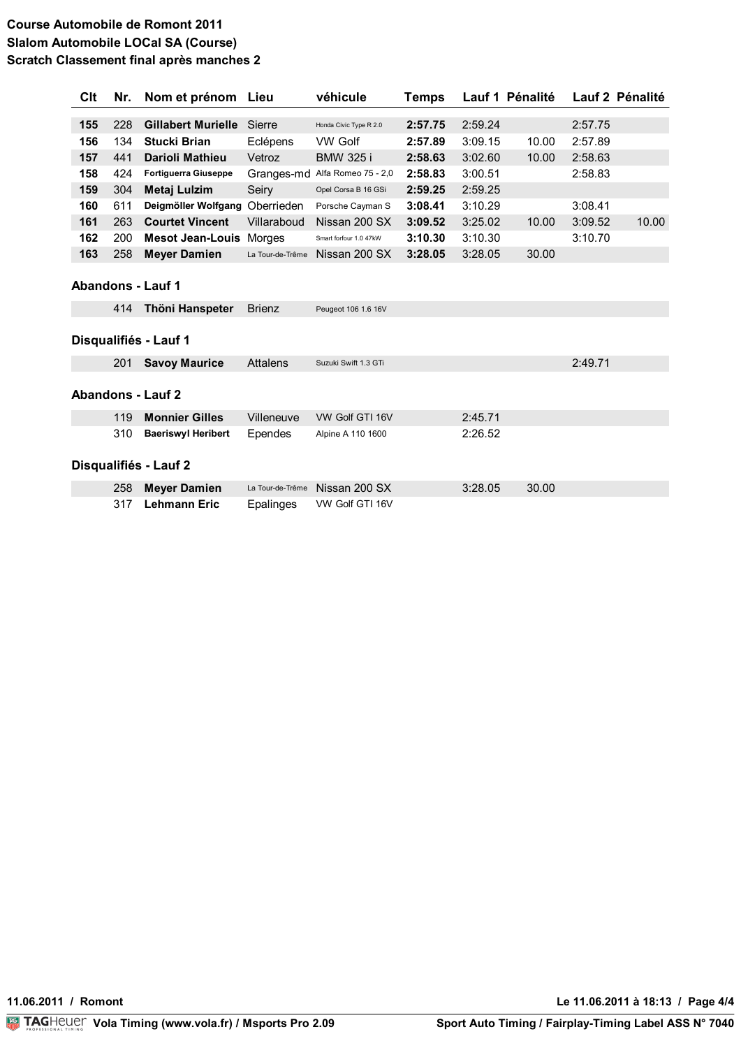**Course Automobile de Romont 2011**
**Slalom Automobile LOCal SA (Course)**
**Scratch Classement final après manches 2**

| Clt | Nr. | Nom et prénom | Lieu | véhicule | Temps | Lauf 1 | Pénalité | Lauf 2 | Pénalité |
|---|---|---|---|---|---|---|---|---|---|
| **155** | 228 | **Gillabert Murielle** | Sierre | Honda Civic Type R 2.0 | **2:57.75** | 2:59.24 | | 2:57.75 | |
| **156** | 134 | **Stucki Brian** | Eclépens | VW Golf | **2:57.89** | 3:09.15 | 10.00 | 2:57.89 | |
| **157** | 441 | **Darioli Mathieu** | Vetroz | BMW 325 i | **2:58.63** | 3:02.60 | 10.00 | 2:58.63 | |
| **158** | 424 | **Fortiguerra Giuseppe** | Granges-md | Alfa Romeo 75 - 2,0 | **2:58.83** | 3:00.51 | | 2:58.83 | |
| **159** | 304 | **Metaj Lulzim** | Seiry | Opel Corsa B 16 GSi | **2:59.25** | 2:59.25 | | | |
| **160** | 611 | **Deigmöller Wolfgang** | Oberrieden | Porsche Cayman S | **3:08.41** | 3:10.29 | | 3:08.41 | |
| **161** | 263 | **Courtet Vincent** | Villaraboud | Nissan 200 SX | **3:09.52** | 3:25.02 | 10.00 | 3:09.52 | 10.00 |
| **162** | 200 | **Mesot Jean-Louis** | Morges | Smart forfour 1.0 47kW | **3:10.30** | 3:10.30 | | 3:10.70 | |
| **163** | 258 | **Meyer Damien** | La Tour-de-Trême | Nissan 200 SX | **3:28.05** | 3:28.05 | 30.00 | | |

### Abandons - Lauf 1

| Clt | Nr. | Nom et prénom | Lieu | véhicule | Temps | Lauf 1 | Pénalité | Lauf 2 | Pénalité |
|---|---|---|---|---|---|---|---|---|---|
| | 414 | **Thöni Hanspeter** | Brienz | Peugeot 106 1.6 16V | | | | | |

### Disqualifiés - Lauf 1

| Clt | Nr. | Nom et prénom | Lieu | véhicule | Temps | Lauf 1 | Pénalité | Lauf 2 | Pénalité |
|---|---|---|---|---|---|---|---|---|---|
| | 201 | **Savoy Maurice** | Attalens | Suzuki Swift 1.3 GTi | | | | 2:49.71 | |

### Abandons - Lauf 2

| Clt | Nr. | Nom et prénom | Lieu | véhicule | Temps | Lauf 1 | Pénalité | Lauf 2 | Pénalité |
|---|---|---|---|---|---|---|---|---|---|
| | 119 | **Monnier Gilles** | Villeneuve | VW Golf GTI 16V | | 2:45.71 | | | |
| | 310 | **Baeriswyl Heribert** | Ependes | Alpine A 110 1600 | | 2:26.52 | | | |

### Disqualifiés - Lauf 2

| Clt | Nr. | Nom et prénom | Lieu | véhicule | Temps | Lauf 1 | Pénalité | Lauf 2 | Pénalité |
|---|---|---|---|---|---|---|---|---|---|
| | 258 | **Meyer Damien** | La Tour-de-Trême | Nissan 200 SX | | 3:28.05 | 30.00 | | |
| | 317 | **Lehmann Eric** | Epalinges | VW Golf GTI 16V | | | | | |